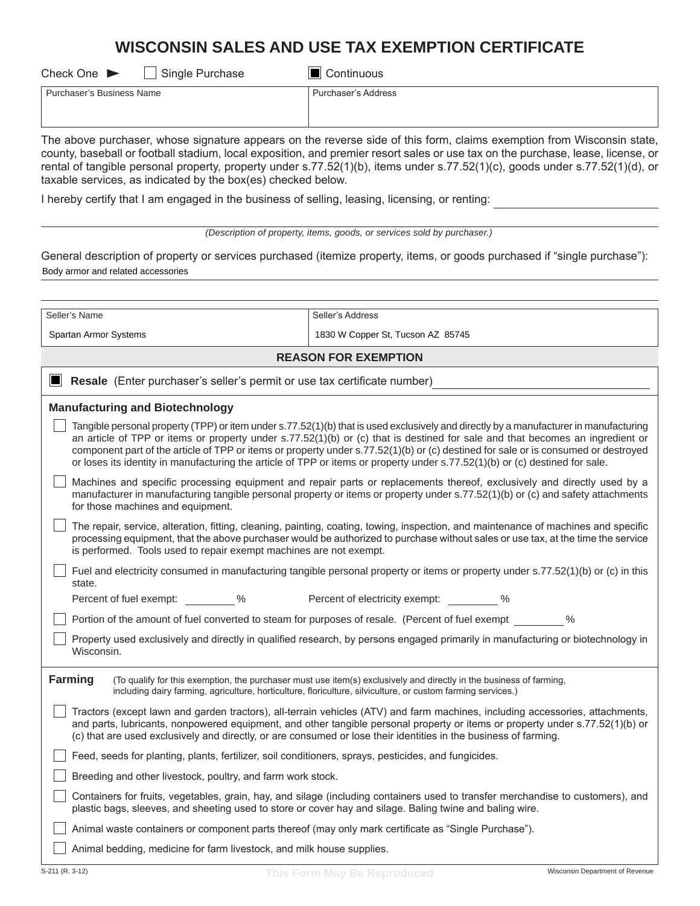# WISCONSIN SALES AND USE TAX EXEMPTION CERTIFICATE

Check One ► ☐ Single Purchase ☒ Continuous

| Purchaser's Business Name | Purchaser's Address |
|---|---|
| | |

The above purchaser, whose signature appears on the reverse side of this form, claims exemption from Wisconsin state, county, baseball or football stadium, local exposition, and premier resort sales or use tax on the purchase, lease, license, or rental of tangible personal property, property under s.77.52(1)(b), items under s.77.52(1)(c), goods under s.77.52(1)(d), or taxable services, as indicated by the box(es) checked below.

I hereby certify that I am engaged in the business of selling, leasing, licensing, or renting: ______________________

*(Description of property, items, goods, or services sold by purchaser.)*

General description of property or services purchased (itemize property, items, or goods purchased if "single purchase"):

Body armor and related accessories

| Seller's Name | Seller's Address |
|---|---|
| Spartan Armor Systems | 1830 W Copper St, Tucson AZ 85745 |

## REASON FOR EXEMPTION

☒ **Resale** (Enter purchaser's seller's permit or use tax certificate number) ______________________

### Manufacturing and Biotechnology

☐ Tangible personal property (TPP) or item under s.77.52(1)(b) that is used exclusively and directly by a manufacturer in manufacturing an article of TPP or items or property under s.77.52(1)(b) or (c) that is destined for sale and that becomes an ingredient or component part of the article of TPP or items or property under s.77.52(1)(b) or (c) destined for sale or is consumed or destroyed or loses its identity in manufacturing the article of TPP or items or property under s.77.52(1)(b) or (c) destined for sale.

☐ Machines and specific processing equipment and repair parts or replacements thereof, exclusively and directly used by a manufacturer in manufacturing tangible personal property or items or property under s.77.52(1)(b) or (c) and safety attachments for those machines and equipment.

☐ The repair, service, alteration, fitting, cleaning, painting, coating, towing, inspection, and maintenance of machines and specific processing equipment, that the above purchaser would be authorized to purchase without sales or use tax, at the time the service is performed. Tools used to repair exempt machines are not exempt.

☐ Fuel and electricity consumed in manufacturing tangible personal property or items or property under s.77.52(1)(b) or (c) in this state.

Percent of fuel exempt: ________ % Percent of electricity exempt: ________ %

☐ Portion of the amount of fuel converted to steam for purposes of resale. (Percent of fuel exempt ________ %

☐ Property used exclusively and directly in qualified research, by persons engaged primarily in manufacturing or biotechnology in Wisconsin.

### Farming

(To qualify for this exemption, the purchaser must use item(s) exclusively and directly in the business of farming, including dairy farming, agriculture, horticulture, floriculture, silviculture, or custom farming services.)

☐ Tractors (except lawn and garden tractors), all-terrain vehicles (ATV) and farm machines, including accessories, attachments, and parts, lubricants, nonpowered equipment, and other tangible personal property or items or property under s.77.52(1)(b) or (c) that are used exclusively and directly, or are consumed or lose their identities in the business of farming.

☐ Feed, seeds for planting, plants, fertilizer, soil conditioners, sprays, pesticides, and fungicides.

☐ Breeding and other livestock, poultry, and farm work stock.

☐ Containers for fruits, vegetables, grain, hay, and silage (including containers used to transfer merchandise to customers), and plastic bags, sleeves, and sheeting used to store or cover hay and silage. Baling twine and baling wire.

☐ Animal waste containers or component parts thereof (may only mark certificate as "Single Purchase").

☐ Animal bedding, medicine for farm livestock, and milk house supplies.

S-211 (R. 3-12) This Form May Be Reproduced Wisconsin Department of Revenue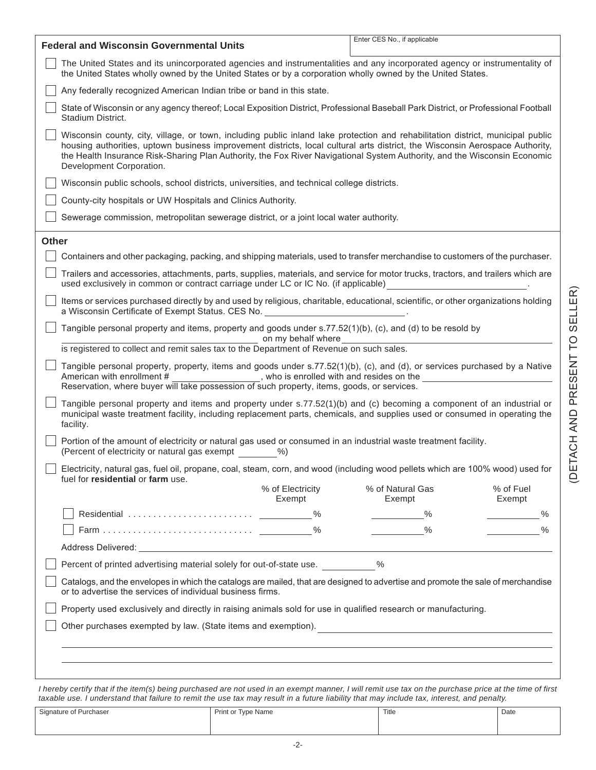## Federal and Wisconsin Governmental Units

Enter CES No., if applicable

- ☐ The United States and its unincorporated agencies and instrumentalities and any incorporated agency or instrumentality of the United States wholly owned by the United States or by a corporation wholly owned by the United States.
- ☐ Any federally recognized American Indian tribe or band in this state.
- ☐ State of Wisconsin or any agency thereof; Local Exposition District, Professional Baseball Park District, or Professional Football Stadium District.
- ☐ Wisconsin county, city, village, or town, including public inland lake protection and rehabilitation district, municipal public housing authorities, uptown business improvement districts, local cultural arts district, the Wisconsin Aerospace Authority, the Health Insurance Risk-Sharing Plan Authority, the Fox River Navigational System Authority, and the Wisconsin Economic Development Corporation.
- ☐ Wisconsin public schools, school districts, universities, and technical college districts.
- ☐ County-city hospitals or UW Hospitals and Clinics Authority.
- ☐ Sewerage commission, metropolitan sewerage district, or a joint local water authority.

## Other

- ☐ Containers and other packaging, packing, and shipping materials, used to transfer merchandise to customers of the purchaser.
- ☐ Trailers and accessories, attachments, parts, supplies, materials, and service for motor trucks, tractors, and trailers which are used exclusively in common or contract carriage under LC or IC No. (if applicable) \_\_\_\_\_\_\_\_\_\_\_\_\_\_\_\_\_\_\_\_.
- ☐ Items or services purchased directly by and used by religious, charitable, educational, scientific, or other organizations holding a Wisconsin Certificate of Exempt Status. CES No. \_\_\_\_\_\_\_\_\_\_\_\_\_\_\_\_\_\_\_\_.
- ☐ Tangible personal property and items, property and goods under s.77.52(1)(b), (c), and (d) to be resold by \_\_\_\_\_\_\_\_\_\_\_\_\_\_\_\_\_\_\_\_ on my behalf where \_\_\_\_\_\_\_\_\_\_\_\_\_\_\_\_\_\_\_\_ is registered to collect and remit sales tax to the Department of Revenue on such sales.
- ☐ Tangible personal property, property, items and goods under s.77.52(1)(b), (c), and (d), or services purchased by a Native American with enrollment # \_\_\_\_\_\_\_\_\_\_\_\_\_\_\_\_\_\_\_\_, who is enrolled with and resides on the \_\_\_\_\_\_\_\_\_\_\_\_\_\_\_\_\_\_\_\_ Reservation, where buyer will take possession of such property, items, goods, or services.
- ☐ Tangible personal property and items and property under s.77.52(1)(b) and (c) becoming a component of an industrial or municipal waste treatment facility, including replacement parts, chemicals, and supplies used or consumed in operating the facility.
- ☐ Portion of the amount of electricity or natural gas used or consumed in an industrial waste treatment facility. (Percent of electricity or natural gas exempt \_\_\_\_\_\_\_\_%)
- ☐ Electricity, natural gas, fuel oil, propane, coal, steam, corn, and wood (including wood pellets which are 100% wood) used for fuel for **residential** or **farm** use.

| | % of Electricity Exempt | % of Natural Gas Exempt | % of Fuel Exempt |
|---|---|---|---|
| ☐ Residential | \_\_\_\_\_\_\_\_% | \_\_\_\_\_\_\_\_% | \_\_\_\_\_\_\_\_% |
| ☐ Farm | \_\_\_\_\_\_\_\_% | \_\_\_\_\_\_\_\_% | \_\_\_\_\_\_\_\_% |

Address Delivered: \_\_\_\_\_\_\_\_\_\_\_\_\_\_\_\_\_\_\_\_

- ☐ Percent of printed advertising material solely for out-of-state use. \_\_\_\_\_\_\_\_%
- ☐ Catalogs, and the envelopes in which the catalogs are mailed, that are designed to advertise and promote the sale of merchandise or to advertise the services of individual business firms.
- ☐ Property used exclusively and directly in raising animals sold for use in qualified research or manufacturing.
- ☐ Other purchases exempted by law. (State items and exemption). \_\_\_\_\_\_\_\_\_\_\_\_\_\_\_\_\_\_\_\_

(DETACH AND PRESENT TO SELLER)

*I hereby certify that if the item(s) being purchased are not used in an exempt manner, I will remit use tax on the purchase price at the time of first taxable use. I understand that failure to remit the use tax may result in a future liability that may include tax, interest, and penalty.*

| Signature of Purchaser | Print or Type Name | Title | Date |
|---|---|---|---|
| | | | |